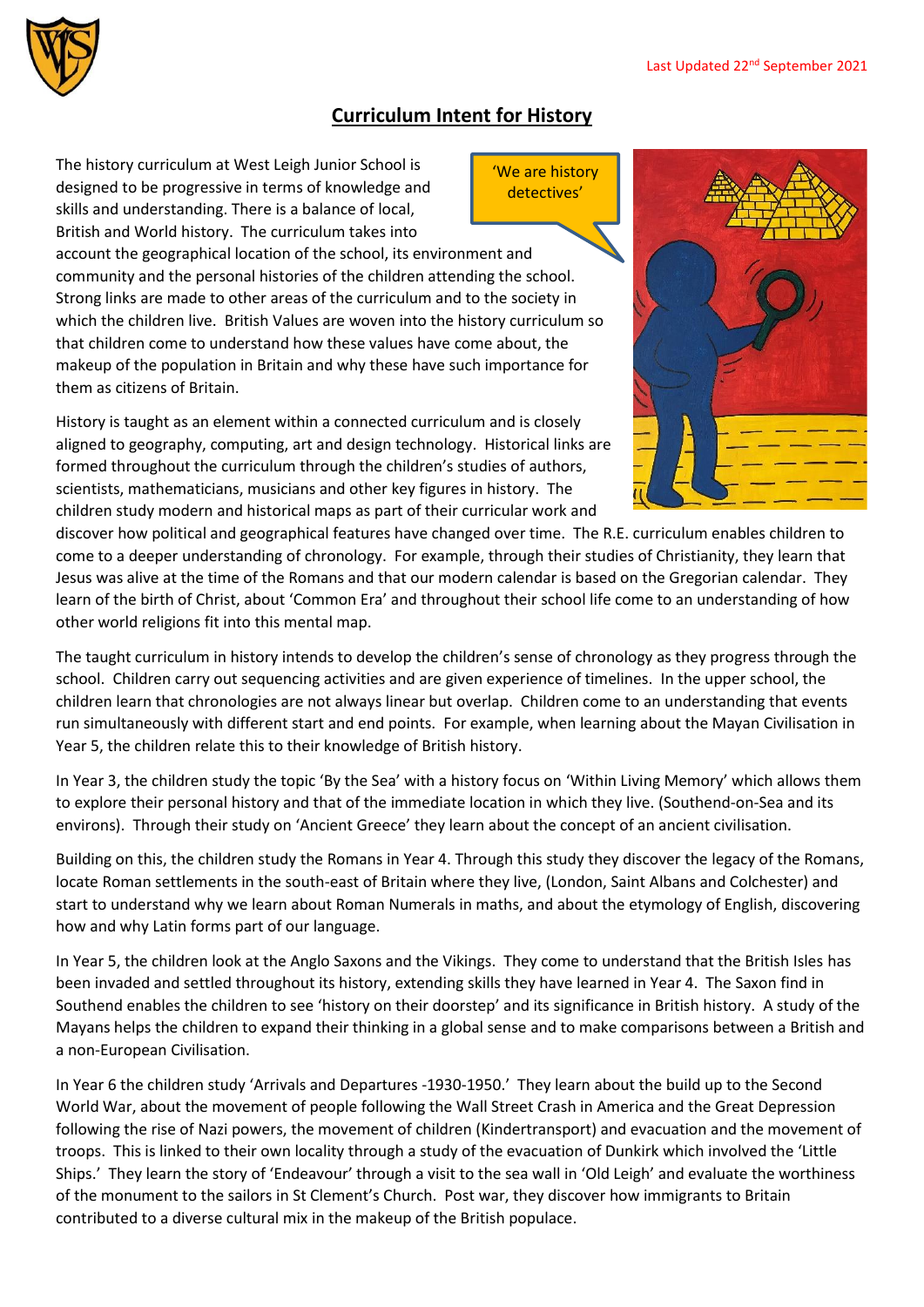Last Updated 22nd September 2021

# Curriculum Intent for History

'We are history detectives'

The history curriculum at West Leigh Junior School is designed to be progressive in terms of knowledge and skills and understanding. There is a balance of local, British and World history. The curriculum takes into account the geographical location of the school, its environment and community and the personal histories of the children attending the school. Strong links are made to other areas of the curriculum and to the society in which the children live. British Values are woven into the history curriculum so that children come to understand how these values have come about, the makeup of the population in Britain and why these have such importance for them as citizens of Britain.

History is taught as an element within a connected curriculum and is closely aligned to geography, computing, art and design technology. Historical links are formed throughout the curriculum through the children's studies of authors, scientists, mathematicians, musicians and other key figures in history. The children study modern and historical maps as part of their curricular work and discover how political and geographical features have changed over time. The R.E. curriculum enables children to come to a deeper understanding of chronology. For example, through their studies of Christianity, they learn that Jesus was alive at the time of the Romans and that our modern calendar is based on the Gregorian calendar. They learn of the birth of Christ, about 'Common Era' and throughout their school life come to an understanding of how other world religions fit into this mental map.

The taught curriculum in history intends to develop the children's sense of chronology as they progress through the school. Children carry out sequencing activities and are given experience of timelines. In the upper school, the children learn that chronologies are not always linear but overlap. Children come to an understanding that events run simultaneously with different start and end points. For example, when learning about the Mayan Civilisation in Year 5, the children relate this to their knowledge of British history.

In Year 3, the children study the topic 'By the Sea' with a history focus on 'Within Living Memory' which allows them to explore their personal history and that of the immediate location in which they live. (Southend-on-Sea and its environs). Through their study on 'Ancient Greece' they learn about the concept of an ancient civilisation.

Building on this, the children study the Romans in Year 4. Through this study they discover the legacy of the Romans, locate Roman settlements in the south-east of Britain where they live, (London, Saint Albans and Colchester) and start to understand why we learn about Roman Numerals in maths, and about the etymology of English, discovering how and why Latin forms part of our language.

In Year 5, the children look at the Anglo Saxons and the Vikings. They come to understand that the British Isles has been invaded and settled throughout its history, extending skills they have learned in Year 4. The Saxon find in Southend enables the children to see 'history on their doorstep' and its significance in British history. A study of the Mayans helps the children to expand their thinking in a global sense and to make comparisons between a British and a non-European Civilisation.

In Year 6 the children study 'Arrivals and Departures -1930-1950.' They learn about the build up to the Second World War, about the movement of people following the Wall Street Crash in America and the Great Depression following the rise of Nazi powers, the movement of children (Kindertransport) and evacuation and the movement of troops. This is linked to their own locality through a study of the evacuation of Dunkirk which involved the 'Little Ships.' They learn the story of 'Endeavour' through a visit to the sea wall in 'Old Leigh' and evaluate the worthiness of the monument to the sailors in St Clement's Church. Post war, they discover how immigrants to Britain contributed to a diverse cultural mix in the makeup of the British populace.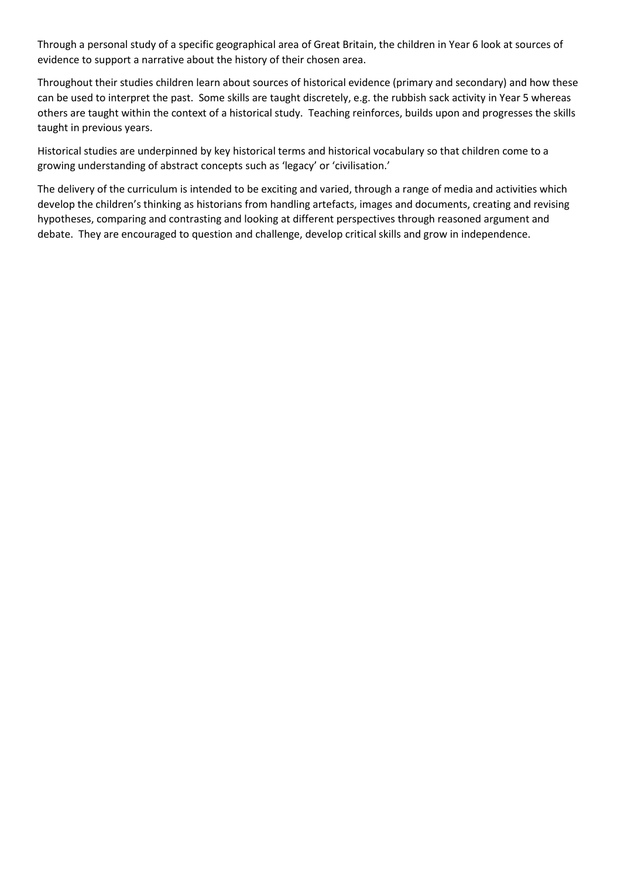Through a personal study of a specific geographical area of Great Britain, the children in Year 6 look at sources of evidence to support a narrative about the history of their chosen area.

Throughout their studies children learn about sources of historical evidence (primary and secondary) and how these can be used to interpret the past. Some skills are taught discretely, e.g. the rubbish sack activity in Year 5 whereas others are taught within the context of a historical study. Teaching reinforces, builds upon and progresses the skills taught in previous years.

Historical studies are underpinned by key historical terms and historical vocabulary so that children come to a growing understanding of abstract concepts such as 'legacy' or 'civilisation.'

The delivery of the curriculum is intended to be exciting and varied, through a range of media and activities which develop the children's thinking as historians from handling artefacts, images and documents, creating and revising hypotheses, comparing and contrasting and looking at different perspectives through reasoned argument and debate. They are encouraged to question and challenge, develop critical skills and grow in independence.